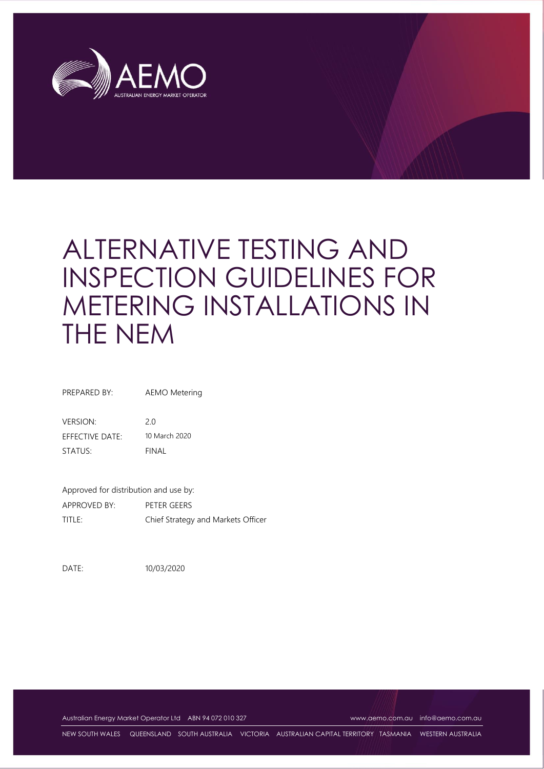# ALTERNATIVE TESTING AND INSPECTION GUIDELINES FOR METERING INSTALLATIONS IN THE NEM

| | |
|---|---|
| PREPARED BY: | AEMO Metering |
| VERSION: | 2.0 |
| EFFECTIVE DATE: | 10 March 2020 |
| STATUS: | FINAL |

Approved for distribution and use by:

| | |
|---|---|
| APPROVED BY: | PETER GEERS |
| TITLE: | Chief Strategy and Markets Officer |

DATE: 10/03/2020

Australian Energy Market Operator Ltd ABN 94 072 010 327 www.aemo.com.au info@aemo.com.au

NEW SOUTH WALES QUEENSLAND SOUTH AUSTRALIA VICTORIA AUSTRALIAN CAPITAL TERRITORY TASMANIA WESTERN AUSTRALIA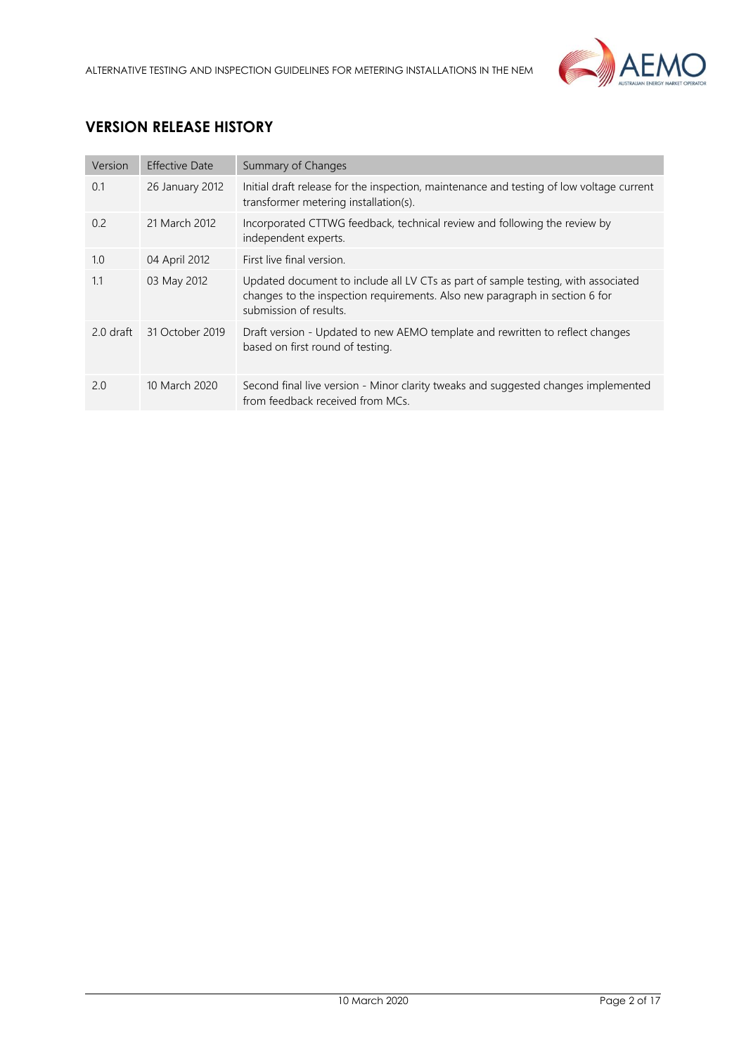## VERSION RELEASE HISTORY

| Version | Effective Date | Summary of Changes |
|---|---|---|
| 0.1 | 26 January 2012 | Initial draft release for the inspection, maintenance and testing of low voltage current transformer metering installation(s). |
| 0.2 | 21 March 2012 | Incorporated CTTWG feedback, technical review and following the review by independent experts. |
| 1.0 | 04 April 2012 | First live final version. |
| 1.1 | 03 May 2012 | Updated document to include all LV CTs as part of sample testing, with associated changes to the inspection requirements. Also new paragraph in section 6 for submission of results. |
| 2.0 draft | 31 October 2019 | Draft version - Updated to new AEMO template and rewritten to reflect changes based on first round of testing. |
| 2.0 | 10 March 2020 | Second final live version - Minor clarity tweaks and suggested changes implemented from feedback received from MCs. |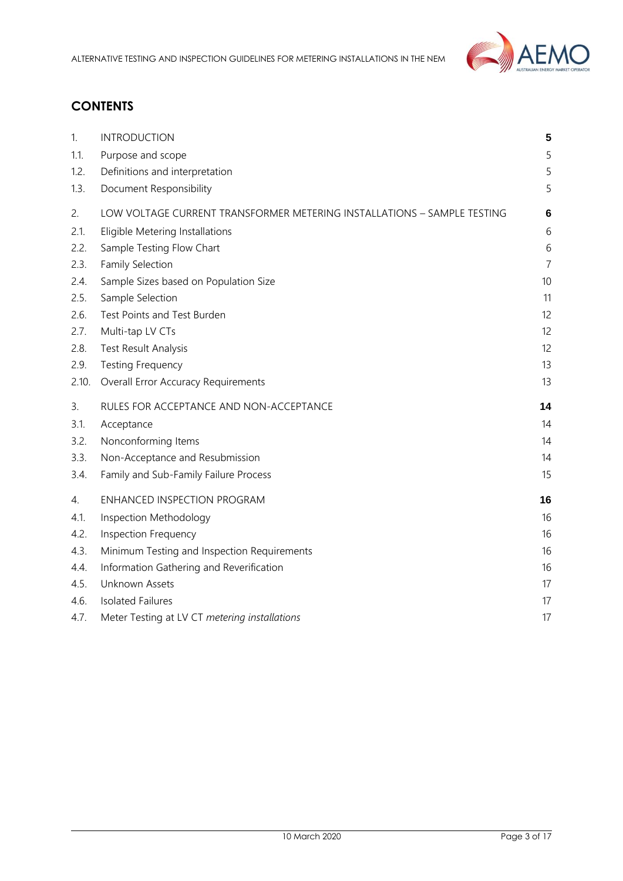## CONTENTS

| | | |
|---|---|---|
| 1. | INTRODUCTION | **5** |
| 1.1. | Purpose and scope | 5 |
| 1.2. | Definitions and interpretation | 5 |
| 1.3. | Document Responsibility | 5 |
| 2. | LOW VOLTAGE CURRENT TRANSFORMER METERING INSTALLATIONS – SAMPLE TESTING | **6** |
| 2.1. | Eligible Metering Installations | 6 |
| 2.2. | Sample Testing Flow Chart | 6 |
| 2.3. | Family Selection | 7 |
| 2.4. | Sample Sizes based on Population Size | 10 |
| 2.5. | Sample Selection | 11 |
| 2.6. | Test Points and Test Burden | 12 |
| 2.7. | Multi-tap LV CTs | 12 |
| 2.8. | Test Result Analysis | 12 |
| 2.9. | Testing Frequency | 13 |
| 2.10. | Overall Error Accuracy Requirements | 13 |
| 3. | RULES FOR ACCEPTANCE AND NON-ACCEPTANCE | **14** |
| 3.1. | Acceptance | 14 |
| 3.2. | Nonconforming Items | 14 |
| 3.3. | Non-Acceptance and Resubmission | 14 |
| 3.4. | Family and Sub-Family Failure Process | 15 |
| 4. | ENHANCED INSPECTION PROGRAM | **16** |
| 4.1. | Inspection Methodology | 16 |
| 4.2. | Inspection Frequency | 16 |
| 4.3. | Minimum Testing and Inspection Requirements | 16 |
| 4.4. | Information Gathering and Reverification | 16 |
| 4.5. | Unknown Assets | 17 |
| 4.6. | Isolated Failures | 17 |
| 4.7. | Meter Testing at LV CT *metering installations* | 17 |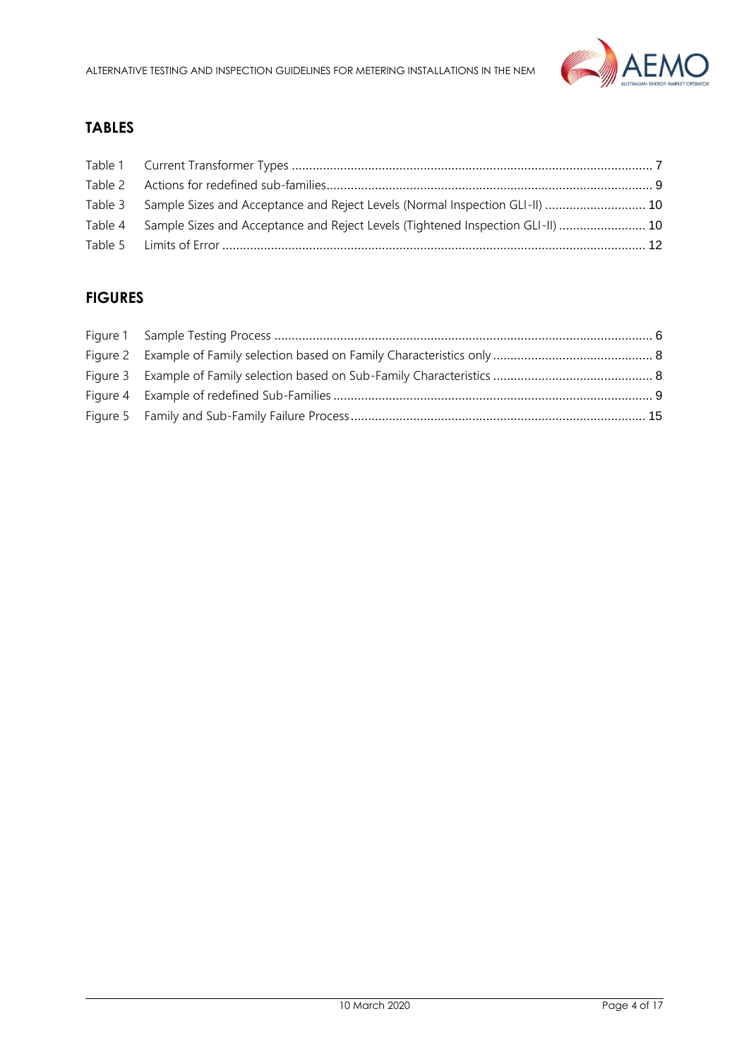## TABLES

| | | |
|---|---|---|
| Table 1 | Current Transformer Types | 7 |
| Table 2 | Actions for redefined sub-families | 9 |
| Table 3 | Sample Sizes and Acceptance and Reject Levels (Normal Inspection GLI-II) | 10 |
| Table 4 | Sample Sizes and Acceptance and Reject Levels (Tightened Inspection GLI-II) | 10 |
| Table 5 | Limits of Error | 12 |

## FIGURES

| | | |
|---|---|---|
| Figure 1 | Sample Testing Process | 6 |
| Figure 2 | Example of Family selection based on Family Characteristics only | 8 |
| Figure 3 | Example of Family selection based on Sub-Family Characteristics | 8 |
| Figure 4 | Example of redefined Sub-Families | 9 |
| Figure 5 | Family and Sub-Family Failure Process | 15 |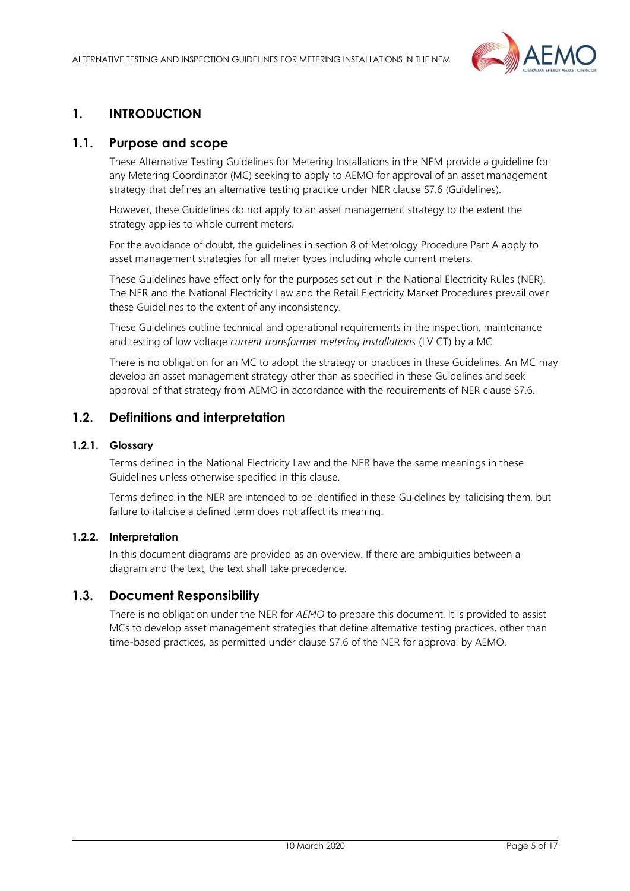# 1. INTRODUCTION

## 1.1. Purpose and scope

These Alternative Testing Guidelines for Metering Installations in the NEM provide a guideline for any Metering Coordinator (MC) seeking to apply to AEMO for approval of an asset management strategy that defines an alternative testing practice under NER clause S7.6 (Guidelines).

However, these Guidelines do not apply to an asset management strategy to the extent the strategy applies to whole current meters.

For the avoidance of doubt, the guidelines in section 8 of Metrology Procedure Part A apply to asset management strategies for all meter types including whole current meters.

These Guidelines have effect only for the purposes set out in the National Electricity Rules (NER). The NER and the National Electricity Law and the Retail Electricity Market Procedures prevail over these Guidelines to the extent of any inconsistency.

These Guidelines outline technical and operational requirements in the inspection, maintenance and testing of low voltage *current transformer metering installations* (LV CT) by a MC.

There is no obligation for an MC to adopt the strategy or practices in these Guidelines. An MC may develop an asset management strategy other than as specified in these Guidelines and seek approval of that strategy from AEMO in accordance with the requirements of NER clause S7.6.

## 1.2. Definitions and interpretation

### 1.2.1. Glossary

Terms defined in the National Electricity Law and the NER have the same meanings in these Guidelines unless otherwise specified in this clause.

Terms defined in the NER are intended to be identified in these Guidelines by italicising them, but failure to italicise a defined term does not affect its meaning.

### 1.2.2. Interpretation

In this document diagrams are provided as an overview. If there are ambiguities between a diagram and the text, the text shall take precedence.

## 1.3. Document Responsibility

There is no obligation under the NER for *AEMO* to prepare this document. It is provided to assist MCs to develop asset management strategies that define alternative testing practices, other than time-based practices, as permitted under clause S7.6 of the NER for approval by AEMO.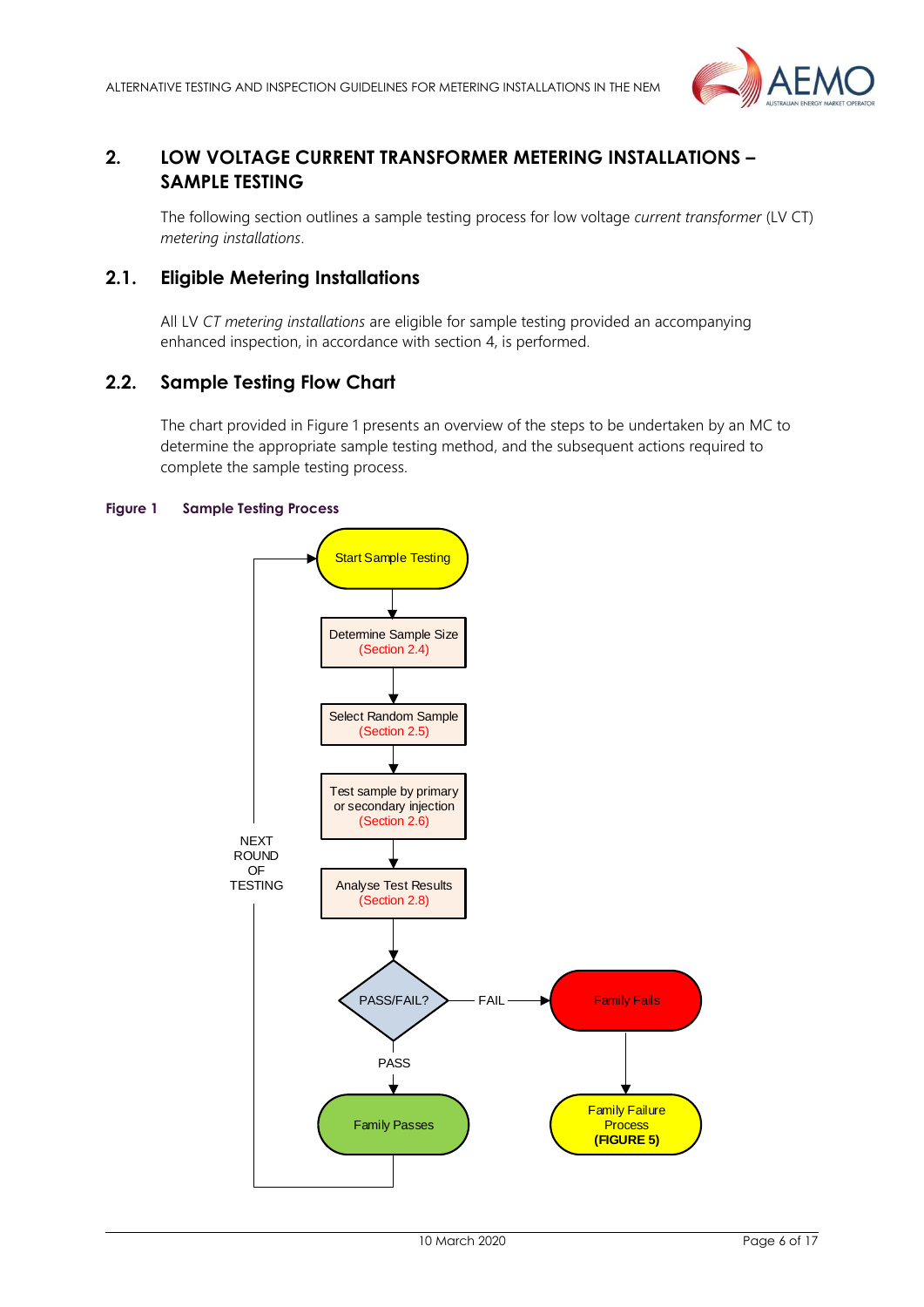## 2. LOW VOLTAGE CURRENT TRANSFORMER METERING INSTALLATIONS – SAMPLE TESTING

The following section outlines a sample testing process for low voltage *current transformer* (LV CT) *metering installations*.

### 2.1. Eligible Metering Installations

All LV *CT metering installations* are eligible for sample testing provided an accompanying enhanced inspection, in accordance with section 4, is performed.

### 2.2. Sample Testing Flow Chart

The chart provided in Figure 1 presents an overview of the steps to be undertaken by an MC to determine the appropriate sample testing method, and the subsequent actions required to complete the sample testing process.

**Figure 1 Sample Testing Process**

Start Sample Testing

Determine Sample Size (Section 2.4)

Select Random Sample (Section 2.5)

Test sample by primary or secondary injection (Section 2.6)

Analyse Test Results (Section 2.8)

PASS/FAIL?

FAIL → Family Fails → Family Failure Process (FIGURE 5)

PASS → Family Passes → NEXT ROUND OF TESTING → Start Sample Testing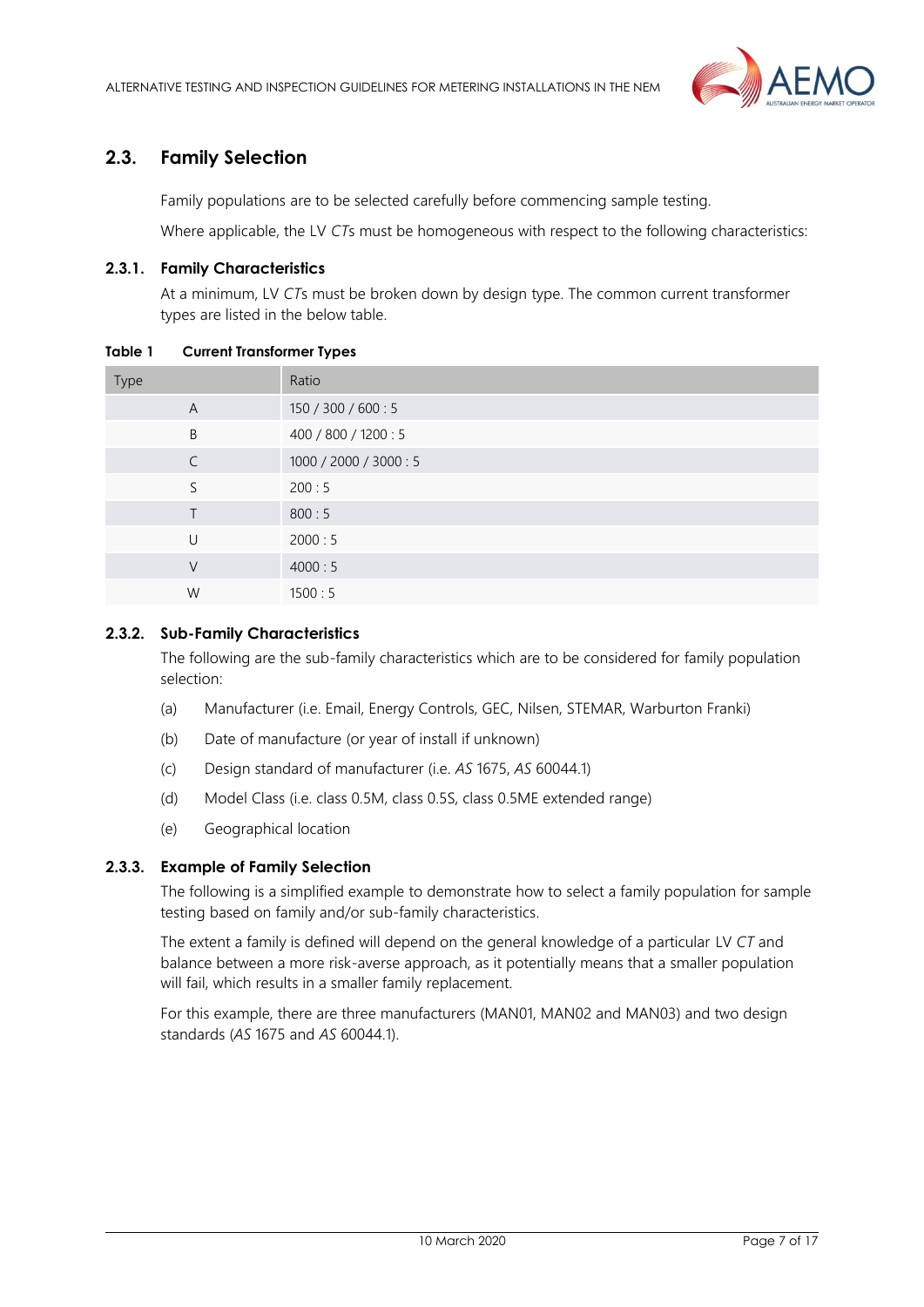## 2.3. Family Selection

Family populations are to be selected carefully before commencing sample testing.

Where applicable, the LV *CT*s must be homogeneous with respect to the following characteristics:

### 2.3.1. Family Characteristics

At a minimum, LV *CT*s must be broken down by design type. The common current transformer types are listed in the below table.

**Table 1 Current Transformer Types**

| Type | Ratio |
|---|---|
| A | 150 / 300 / 600 : 5 |
| B | 400 / 800 / 1200 : 5 |
| C | 1000 / 2000 / 3000 : 5 |
| S | 200 : 5 |
| T | 800 : 5 |
| U | 2000 : 5 |
| V | 4000 : 5 |
| W | 1500 : 5 |

### 2.3.2. Sub-Family Characteristics

The following are the sub-family characteristics which are to be considered for family population selection:

(a) Manufacturer (i.e. Email, Energy Controls, GEC, Nilsen, STEMAR, Warburton Franki)

(b) Date of manufacture (or year of install if unknown)

(c) Design standard of manufacturer (i.e. *AS* 1675, *AS* 60044.1)

(d) Model Class (i.e. class 0.5M, class 0.5S, class 0.5ME extended range)

(e) Geographical location

### 2.3.3. Example of Family Selection

The following is a simplified example to demonstrate how to select a family population for sample testing based on family and/or sub-family characteristics.

The extent a family is defined will depend on the general knowledge of a particular LV *CT* and balance between a more risk-averse approach, as it potentially means that a smaller population will fail, which results in a smaller family replacement.

For this example, there are three manufacturers (MAN01, MAN02 and MAN03) and two design standards (*AS* 1675 and *AS* 60044.1).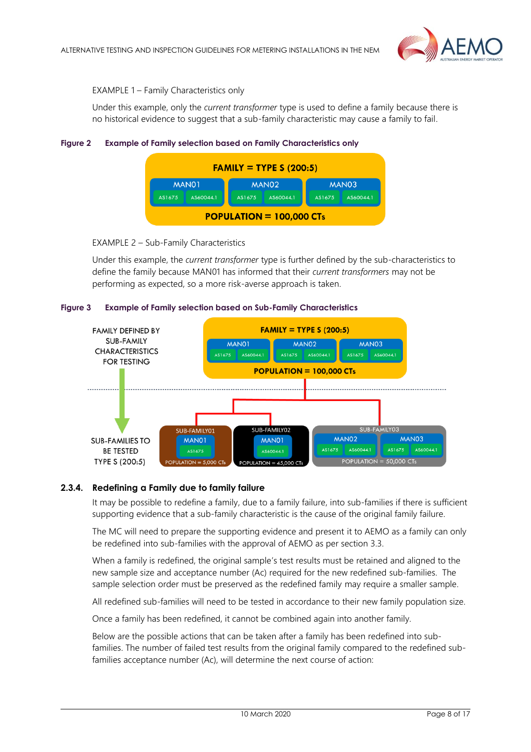EXAMPLE 1 – Family Characteristics only

Under this example, only the *current transformer* type is used to define a family because there is no historical evidence to suggest that a sub-family characteristic may cause a family to fail.

**Figure 2 Example of Family selection based on Family Characteristics only**

EXAMPLE 2 – Sub-Family Characteristics

Under this example, the *current transformer* type is further defined by the sub-characteristics to define the family because MAN01 has informed that their *current transformers* may not be performing as expected, so a more risk-averse approach is taken.

**Figure 3 Example of Family selection based on Sub-Family Characteristics**

### 2.3.4. Redefining a Family due to family failure

It may be possible to redefine a family, due to a family failure, into sub-families if there is sufficient supporting evidence that a sub-family characteristic is the cause of the original family failure.

The MC will need to prepare the supporting evidence and present it to AEMO as a family can only be redefined into sub-families with the approval of AEMO as per section 3.3.

When a family is redefined, the original sample's test results must be retained and aligned to the new sample size and acceptance number (Ac) required for the new redefined sub-families. The sample selection order must be preserved as the redefined family may require a smaller sample.

All redefined sub-families will need to be tested in accordance to their new family population size.

Once a family has been redefined, it cannot be combined again into another family.

Below are the possible actions that can be taken after a family has been redefined into sub-families. The number of failed test results from the original family compared to the redefined sub-families acceptance number (Ac), will determine the next course of action: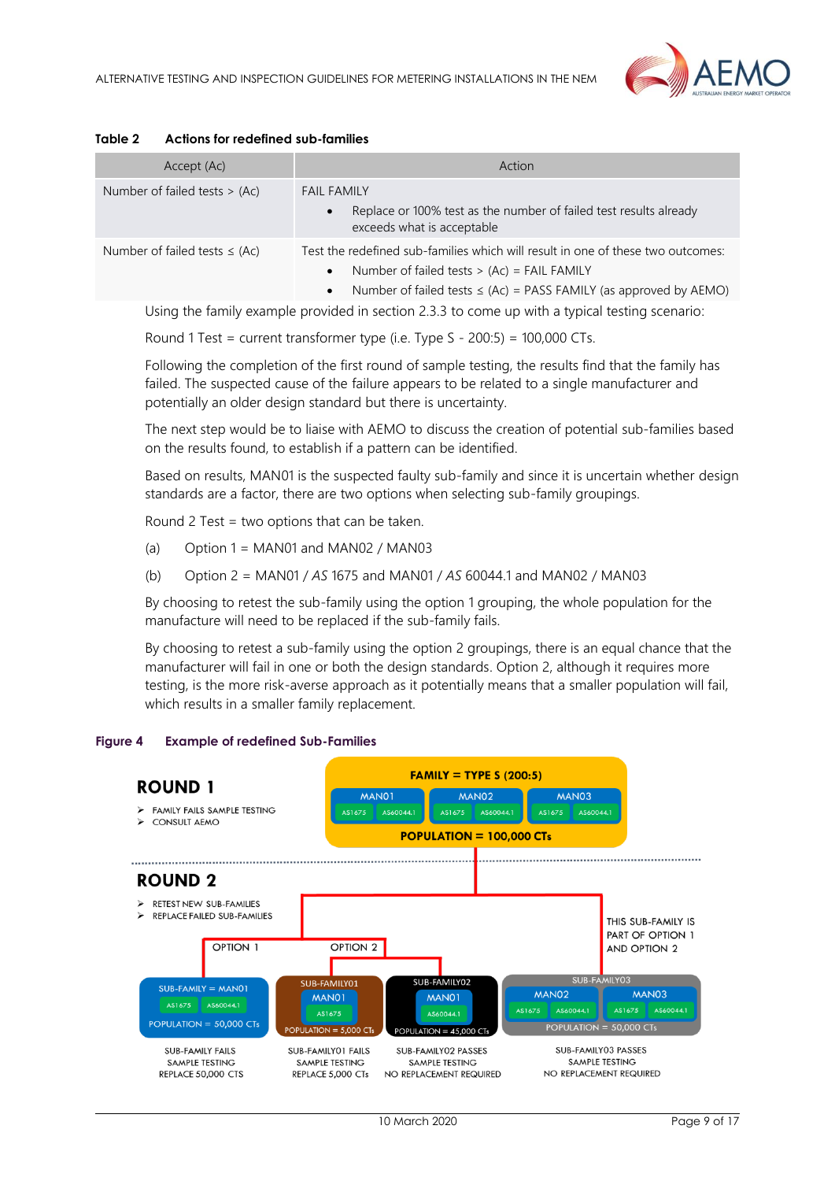**Table 2 Actions for redefined sub-families**

| Accept (Ac) | Action |
|---|---|
| Number of failed tests > (Ac) | FAIL FAMILY<br>• Replace or 100% test as the number of failed test results already exceeds what is acceptable |
| Number of failed tests ≤ (Ac) | Test the redefined sub-families which will result in one of these two outcomes:<br>• Number of failed tests > (Ac) = FAIL FAMILY<br>• Number of failed tests ≤ (Ac) = PASS FAMILY (as approved by AEMO) |

Using the family example provided in section 2.3.3 to come up with a typical testing scenario:

Round 1 Test = current transformer type (i.e. Type S - 200:5) = 100,000 CTs.

Following the completion of the first round of sample testing, the results find that the family has failed. The suspected cause of the failure appears to be related to a single manufacturer and potentially an older design standard but there is uncertainty.

The next step would be to liaise with AEMO to discuss the creation of potential sub-families based on the results found, to establish if a pattern can be identified.

Based on results, MAN01 is the suspected faulty sub-family and since it is uncertain whether design standards are a factor, there are two options when selecting sub-family groupings.

Round 2 Test = two options that can be taken.

(a) Option 1 = MAN01 and MAN02 / MAN03

(b) Option 2 = MAN01 / *AS* 1675 and MAN01 / *AS* 60044.1 and MAN02 / MAN03

By choosing to retest the sub-family using the option 1 grouping, the whole population for the manufacture will need to be replaced if the sub-family fails.

By choosing to retest a sub-family using the option 2 groupings, there is an equal chance that the manufacturer will fail in one or both the design standards. Option 2, although it requires more testing, is the more risk-averse approach as it potentially means that a smaller population will fail, which results in a smaller family replacement.

**Figure 4 Example of redefined Sub-Families**

**ROUND 1**
- FAMILY FAILS SAMPLE TESTING
- CONSULT AEMO

FAMILY = TYPE S (200:5)
MAN01 (AS1675, AS60044.1) | MAN02 (AS1675, AS60044.1) | MAN03 (AS1675, AS60044.1)
POPULATION = 100,000 CTs

**ROUND 2**
- RETEST NEW SUB-FAMILIES
- REPLACE FAILED SUB-FAMILIES

OPTION 1 | OPTION 2

THIS SUB-FAMILY IS PART OF OPTION 1 AND OPTION 2

SUB-FAMILY = MAN01 (AS1675, AS60044.1), POPULATION = 50,000 CTs — SUB-FAMILY FAILS SAMPLE TESTING REPLACE 50,000 CTS

SUB-FAMILY01: MAN01 (AS1675), POPULATION = 5,000 CTs — SUB-FAMILY01 FAILS SAMPLE TESTING REPLACE 5,000 CTs

SUB-FAMILY02: MAN01 (AS60044.1), POPULATION = 45,000 CTs — SUB-FAMILY02 PASSES SAMPLE TESTING NO REPLACEMENT REQUIRED

SUB-FAMILY03: MAN02 (AS1675, AS60044.1), MAN03 (AS1675, AS60044.1), POPULATION = 50,000 CTs — SUB-FAMILY03 PASSES SAMPLE TESTING NO REPLACEMENT REQUIRED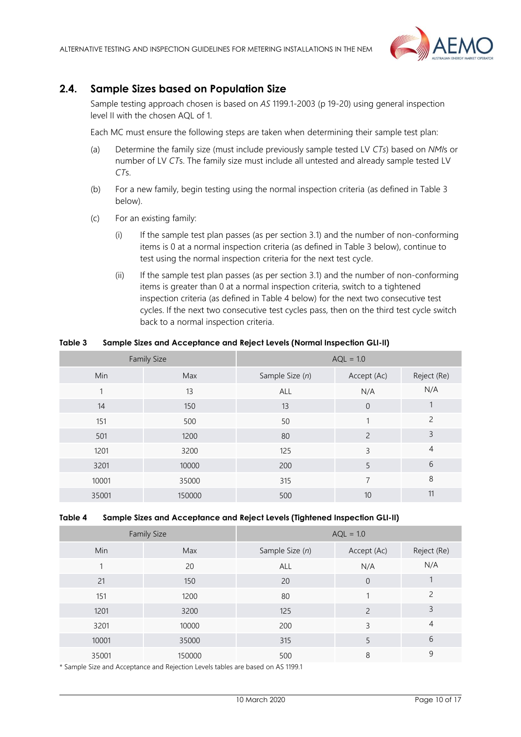## 2.4. Sample Sizes based on Population Size

Sample testing approach chosen is based on *AS* 1199.1-2003 (p 19-20) using general inspection level II with the chosen AQL of 1.

Each MC must ensure the following steps are taken when determining their sample test plan:

(a) Determine the family size (must include previously sample tested LV *CTs*) based on *NMI*s or number of LV *CT*s. The family size must include all untested and already sample tested LV *CT*s.

(b) For a new family, begin testing using the normal inspection criteria (as defined in Table 3 below).

(c) For an existing family:

 (i) If the sample test plan passes (as per section 3.1) and the number of non-conforming items is 0 at a normal inspection criteria (as defined in Table 3 below), continue to test using the normal inspection criteria for the next test cycle.

 (ii) If the sample test plan passes (as per section 3.1) and the number of non-conforming items is greater than 0 at a normal inspection criteria, switch to a tightened inspection criteria (as defined in Table 4 below) for the next two consecutive test cycles. If the next two consecutive test cycles pass, then on the third test cycle switch back to a normal inspection criteria.

**Table 3 Sample Sizes and Acceptance and Reject Levels (Normal Inspection GLI-II)**

| Family Size | | AQL = 1.0 | | |
|---|---|---|---|---|
| Min | Max | Sample Size (*n*) | Accept (Ac) | Reject (Re) |
| 1 | 13 | ALL | N/A | N/A |
| 14 | 150 | 13 | 0 | 1 |
| 151 | 500 | 50 | 1 | 2 |
| 501 | 1200 | 80 | 2 | 3 |
| 1201 | 3200 | 125 | 3 | 4 |
| 3201 | 10000 | 200 | 5 | 6 |
| 10001 | 35000 | 315 | 7 | 8 |
| 35001 | 150000 | 500 | 10 | 11 |

**Table 4 Sample Sizes and Acceptance and Reject Levels (Tightened Inspection GLI-II)**

| Family Size | | AQL = 1.0 | | |
|---|---|---|---|---|
| Min | Max | Sample Size (*n*) | Accept (Ac) | Reject (Re) |
| 1 | 20 | ALL | N/A | N/A |
| 21 | 150 | 20 | 0 | 1 |
| 151 | 1200 | 80 | 1 | 2 |
| 1201 | 3200 | 125 | 2 | 3 |
| 3201 | 10000 | 200 | 3 | 4 |
| 10001 | 35000 | 315 | 5 | 6 |
| 35001 | 150000 | 500 | 8 | 9 |

* Sample Size and Acceptance and Rejection Levels tables are based on AS 1199.1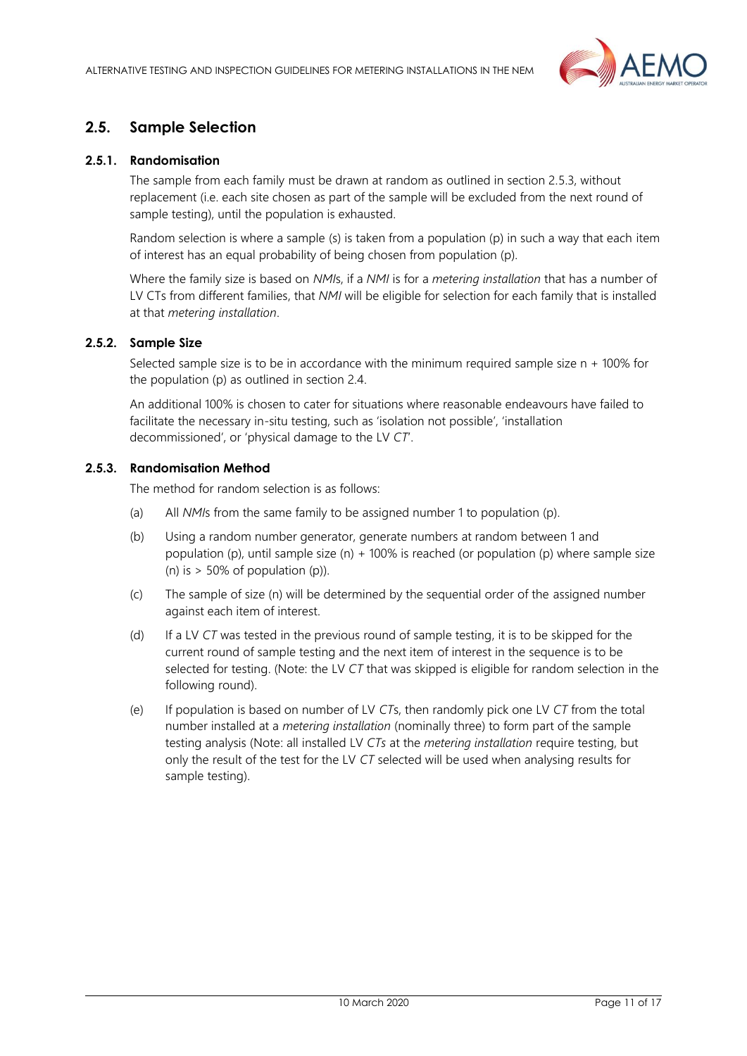## 2.5. Sample Selection

### 2.5.1. Randomisation

The sample from each family must be drawn at random as outlined in section 2.5.3, without replacement (i.e. each site chosen as part of the sample will be excluded from the next round of sample testing), until the population is exhausted.

Random selection is where a sample (s) is taken from a population (p) in such a way that each item of interest has an equal probability of being chosen from population (p).

Where the family size is based on *NMI*s, if a *NMI* is for a *metering installation* that has a number of LV CTs from different families, that *NMI* will be eligible for selection for each family that is installed at that *metering installation*.

### 2.5.2. Sample Size

Selected sample size is to be in accordance with the minimum required sample size n + 100% for the population (p) as outlined in section 2.4.

An additional 100% is chosen to cater for situations where reasonable endeavours have failed to facilitate the necessary in-situ testing, such as 'isolation not possible', 'installation decommissioned', or 'physical damage to the LV *CT*'.

### 2.5.3. Randomisation Method

The method for random selection is as follows:

(a) All *NMI*s from the same family to be assigned number 1 to population (p).

(b) Using a random number generator, generate numbers at random between 1 and population (p), until sample size (n) + 100% is reached (or population (p) where sample size (n) is > 50% of population (p)).

(c) The sample of size (n) will be determined by the sequential order of the assigned number against each item of interest.

(d) If a LV *CT* was tested in the previous round of sample testing, it is to be skipped for the current round of sample testing and the next item of interest in the sequence is to be selected for testing. (Note: the LV *CT* that was skipped is eligible for random selection in the following round).

(e) If population is based on number of LV *CT*s, then randomly pick one LV *CT* from the total number installed at a *metering installation* (nominally three) to form part of the sample testing analysis (Note: all installed LV *CTs* at the *metering installation* require testing, but only the result of the test for the LV *CT* selected will be used when analysing results for sample testing).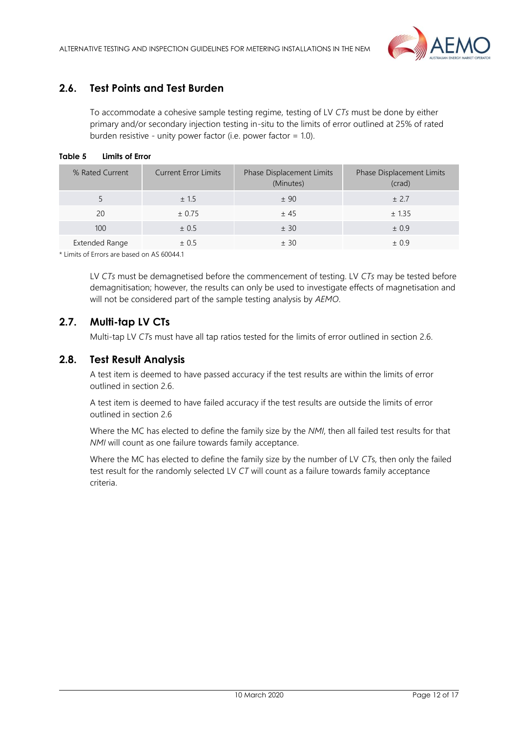## 2.6. Test Points and Test Burden

To accommodate a cohesive sample testing regime, testing of LV *CTs* must be done by either primary and/or secondary injection testing in-situ to the limits of error outlined at 25% of rated burden resistive - unity power factor (i.e. power factor = 1.0).

**Table 5 Limits of Error**

| % Rated Current | Current Error Limits | Phase Displacement Limits (Minutes) | Phase Displacement Limits (crad) |
|---|---|---|---|
| 5 | ± 1.5 | ± 90 | ± 2.7 |
| 20 | ± 0.75 | ± 45 | ± 1.35 |
| 100 | ± 0.5 | ± 30 | ± 0.9 |
| Extended Range | ± 0.5 | ± 30 | ± 0.9 |

* Limits of Errors are based on AS 60044.1

LV *CTs* must be demagnetised before the commencement of testing. LV *CTs* may be tested before demagnitisation; however, the results can only be used to investigate effects of magnetisation and will not be considered part of the sample testing analysis by *AEMO*.

## 2.7. Multi-tap LV CTs

Multi-tap LV *CT*s must have all tap ratios tested for the limits of error outlined in section 2.6.

## 2.8. Test Result Analysis

A test item is deemed to have passed accuracy if the test results are within the limits of error outlined in section 2.6.

A test item is deemed to have failed accuracy if the test results are outside the limits of error outlined in section 2.6

Where the MC has elected to define the family size by the *NMI*, then all failed test results for that *NMI* will count as one failure towards family acceptance.

Where the MC has elected to define the family size by the number of LV *CT*s, then only the failed test result for the randomly selected LV *CT* will count as a failure towards family acceptance criteria.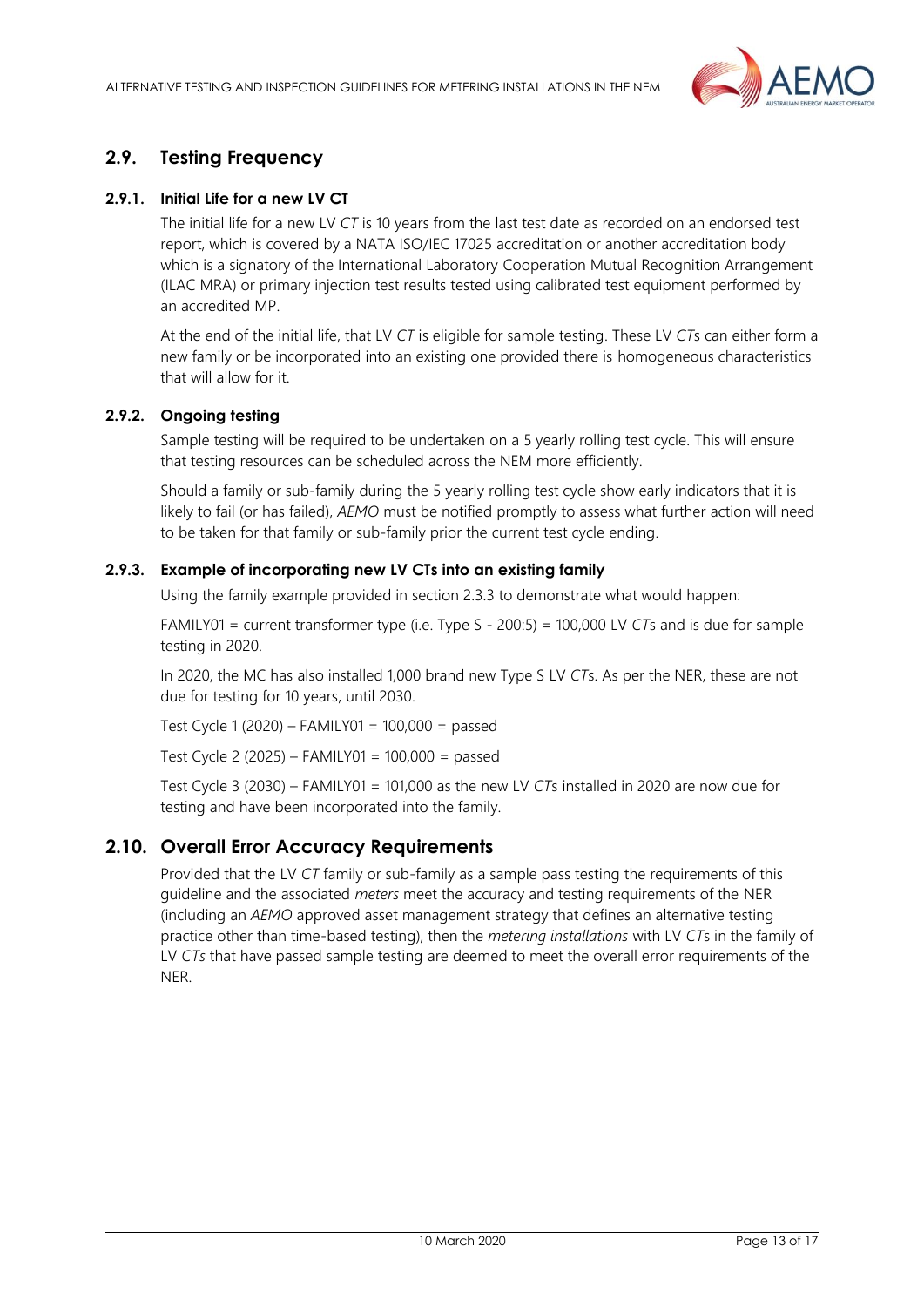## 2.9. Testing Frequency

### 2.9.1. Initial Life for a new LV CT

The initial life for a new LV *CT* is 10 years from the last test date as recorded on an endorsed test report, which is covered by a NATA ISO/IEC 17025 accreditation or another accreditation body which is a signatory of the International Laboratory Cooperation Mutual Recognition Arrangement (ILAC MRA) or primary injection test results tested using calibrated test equipment performed by an accredited MP.

At the end of the initial life, that LV *CT* is eligible for sample testing. These LV *CT*s can either form a new family or be incorporated into an existing one provided there is homogeneous characteristics that will allow for it.

### 2.9.2. Ongoing testing

Sample testing will be required to be undertaken on a 5 yearly rolling test cycle. This will ensure that testing resources can be scheduled across the NEM more efficiently.

Should a family or sub-family during the 5 yearly rolling test cycle show early indicators that it is likely to fail (or has failed), *AEMO* must be notified promptly to assess what further action will need to be taken for that family or sub-family prior the current test cycle ending.

### 2.9.3. Example of incorporating new LV CTs into an existing family

Using the family example provided in section 2.3.3 to demonstrate what would happen:

FAMILY01 = current transformer type (i.e. Type S - 200:5) = 100,000 LV *CT*s and is due for sample testing in 2020.

In 2020, the MC has also installed 1,000 brand new Type S LV *CT*s. As per the NER, these are not due for testing for 10 years, until 2030.

Test Cycle 1 (2020) – FAMILY01 = 100,000 = passed

Test Cycle 2 (2025) – FAMILY01 = 100,000 = passed

Test Cycle 3 (2030) – FAMILY01 = 101,000 as the new LV *CT*s installed in 2020 are now due for testing and have been incorporated into the family.

## 2.10. Overall Error Accuracy Requirements

Provided that the LV *CT* family or sub-family as a sample pass testing the requirements of this guideline and the associated *meters* meet the accuracy and testing requirements of the NER (including an *AEMO* approved asset management strategy that defines an alternative testing practice other than time-based testing), then the *metering installations* with LV *CT*s in the family of LV *CTs* that have passed sample testing are deemed to meet the overall error requirements of the NER.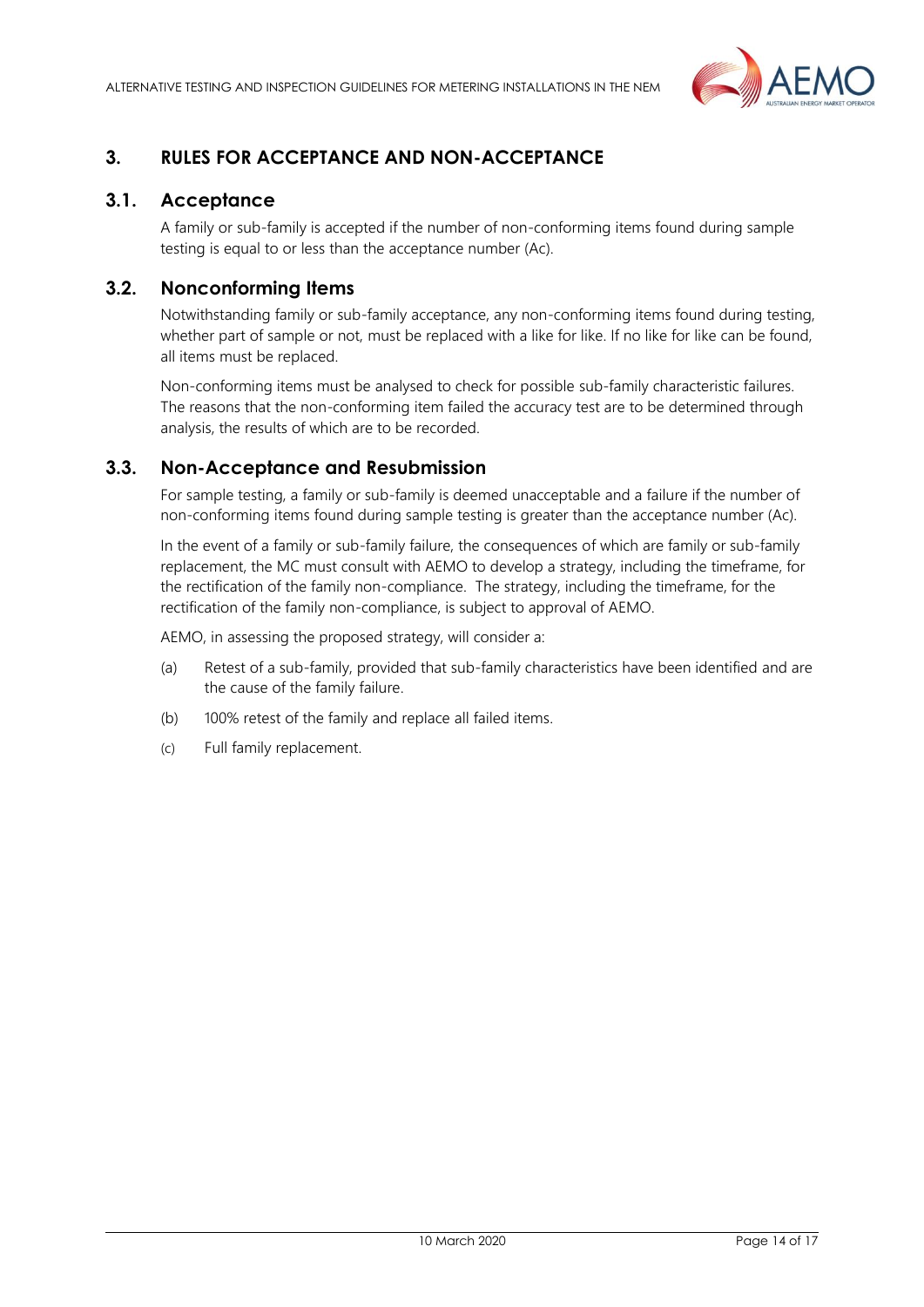# 3. RULES FOR ACCEPTANCE AND NON-ACCEPTANCE

## 3.1. Acceptance

A family or sub-family is accepted if the number of non-conforming items found during sample testing is equal to or less than the acceptance number (Ac).

## 3.2. Nonconforming Items

Notwithstanding family or sub-family acceptance, any non-conforming items found during testing, whether part of sample or not, must be replaced with a like for like. If no like for like can be found, all items must be replaced.

Non-conforming items must be analysed to check for possible sub-family characteristic failures. The reasons that the non-conforming item failed the accuracy test are to be determined through analysis, the results of which are to be recorded.

## 3.3. Non-Acceptance and Resubmission

For sample testing, a family or sub-family is deemed unacceptable and a failure if the number of non-conforming items found during sample testing is greater than the acceptance number (Ac).

In the event of a family or sub-family failure, the consequences of which are family or sub-family replacement, the MC must consult with AEMO to develop a strategy, including the timeframe, for the rectification of the family non-compliance. The strategy, including the timeframe, for the rectification of the family non-compliance, is subject to approval of AEMO.

AEMO, in assessing the proposed strategy, will consider a:

(a) Retest of a sub-family, provided that sub-family characteristics have been identified and are the cause of the family failure.

(b) 100% retest of the family and replace all failed items.

(c) Full family replacement.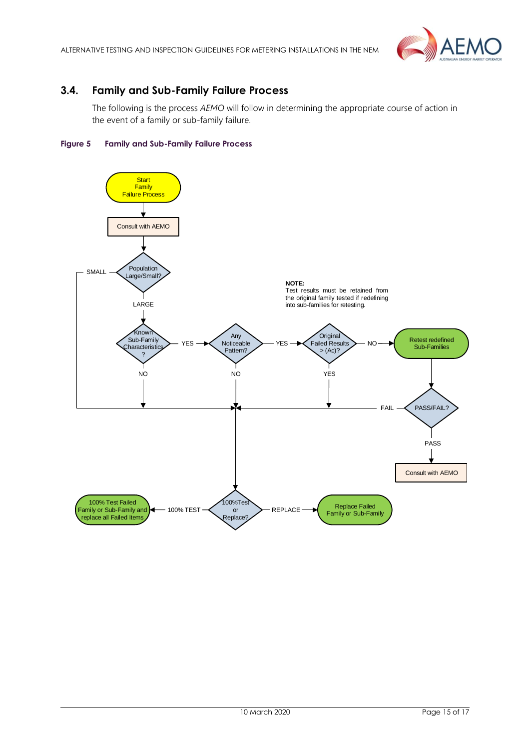## 3.4. Family and Sub-Family Failure Process

The following is the process *AEMO* will follow in determining the appropriate course of action in the event of a family or sub-family failure.

**Figure 5 Family and Sub-Family Failure Process**

Start Family Failure Process

Consult with AEMO

Population Large/Small?

SMALL

LARGE

Known Sub-Family Characteristics ?

YES

NO

Any Noticeable Pattern?

YES

NO

Original Failed Results > (Ac)?

NO

YES

Retest redefined Sub-Families

PASS/FAIL?

FAIL

PASS

Consult with AEMO

**NOTE:**
Test results must be retained from the original family tested if redefining into sub-families for retesting.

100%Test or Replace?

100% TEST

100% Test Failed Family or Sub-Family and replace all Failed Items

REPLACE

Replace Failed Family or Sub-Family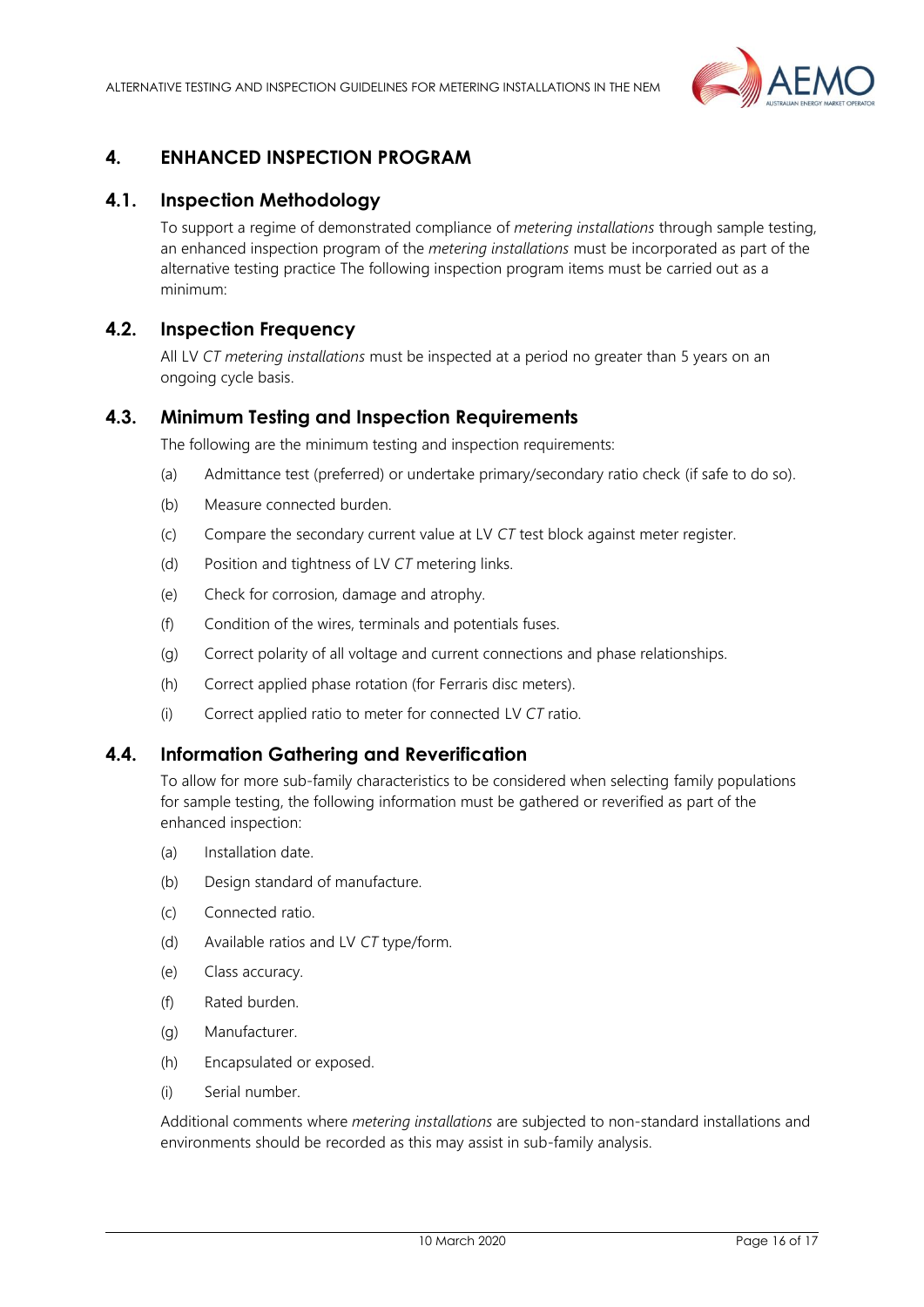# 4. ENHANCED INSPECTION PROGRAM

## 4.1. Inspection Methodology

To support a regime of demonstrated compliance of *metering installations* through sample testing, an enhanced inspection program of the *metering installations* must be incorporated as part of the alternative testing practice The following inspection program items must be carried out as a minimum:

## 4.2. Inspection Frequency

All LV *CT metering installations* must be inspected at a period no greater than 5 years on an ongoing cycle basis.

## 4.3. Minimum Testing and Inspection Requirements

The following are the minimum testing and inspection requirements:

(a) Admittance test (preferred) or undertake primary/secondary ratio check (if safe to do so).

(b) Measure connected burden.

(c) Compare the secondary current value at LV *CT* test block against meter register.

(d) Position and tightness of LV *CT* metering links.

(e) Check for corrosion, damage and atrophy.

(f) Condition of the wires, terminals and potentials fuses.

(g) Correct polarity of all voltage and current connections and phase relationships.

(h) Correct applied phase rotation (for Ferraris disc meters).

(i) Correct applied ratio to meter for connected LV *CT* ratio.

## 4.4. Information Gathering and Reverification

To allow for more sub-family characteristics to be considered when selecting family populations for sample testing, the following information must be gathered or reverified as part of the enhanced inspection:

(a) Installation date.

(b) Design standard of manufacture.

(c) Connected ratio.

(d) Available ratios and LV *CT* type/form.

(e) Class accuracy.

(f) Rated burden.

(g) Manufacturer.

(h) Encapsulated or exposed.

(i) Serial number.

Additional comments where *metering installations* are subjected to non-standard installations and environments should be recorded as this may assist in sub-family analysis.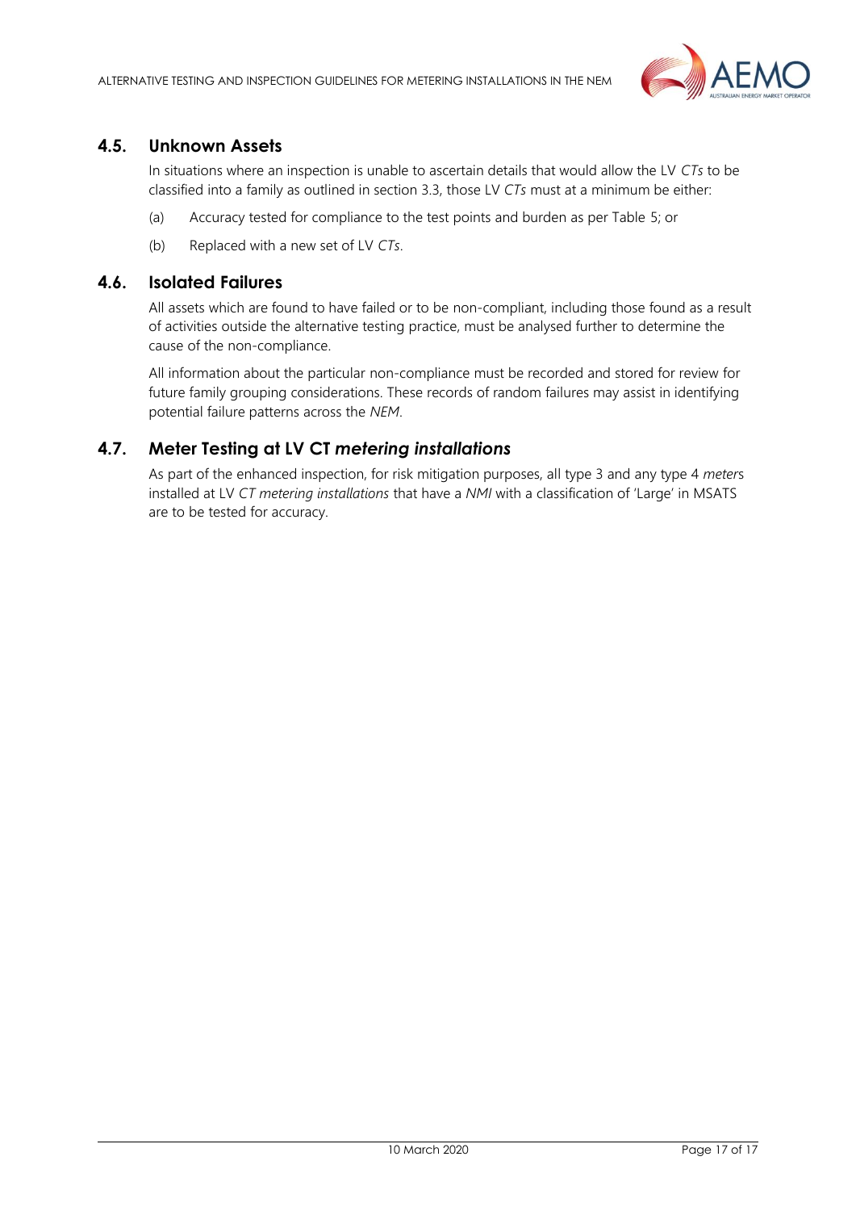## 4.5. Unknown Assets

In situations where an inspection is unable to ascertain details that would allow the LV *CTs* to be classified into a family as outlined in section 3.3, those LV *CTs* must at a minimum be either:

(a) Accuracy tested for compliance to the test points and burden as per Table 5; or

(b) Replaced with a new set of LV *CTs*.

## 4.6. Isolated Failures

All assets which are found to have failed or to be non-compliant, including those found as a result of activities outside the alternative testing practice, must be analysed further to determine the cause of the non-compliance.

All information about the particular non-compliance must be recorded and stored for review for future family grouping considerations. These records of random failures may assist in identifying potential failure patterns across the *NEM*.

## 4.7. Meter Testing at LV CT *metering installations*

As part of the enhanced inspection, for risk mitigation purposes, all type 3 and any type 4 *meter*s installed at LV *CT metering installations* that have a *NMI* with a classification of 'Large' in MSATS are to be tested for accuracy.